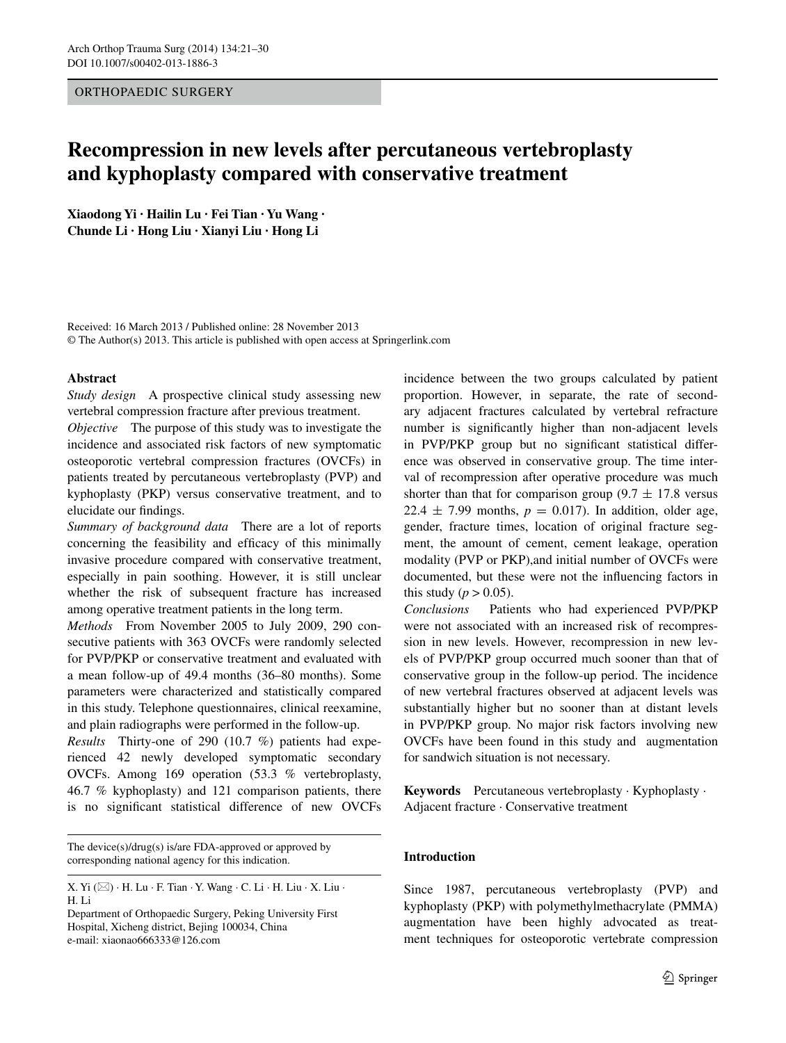ORTHOPAEDIC SURGERY

# Recompression in new levels after percutaneous vertebroplasty and kyphoplasty compared with conservative treatment

**Xiaodong Yi · Hailin Lu · Fei Tian · Yu Wang · Chunde Li · Hong Liu · Xianyi Liu · Hong Li**

Received: 16 March 2013 / Published online: 28 November 2013
© The Author(s) 2013. This article is published with open access at Springerlink.com

## Abstract

*Study design* A prospective clinical study assessing new vertebral compression fracture after previous treatment.

*Objective* The purpose of this study was to investigate the incidence and associated risk factors of new symptomatic osteoporotic vertebral compression fractures (OVCFs) in patients treated by percutaneous vertebroplasty (PVP) and kyphoplasty (PKP) versus conservative treatment, and to elucidate our findings.

*Summary of background data* There are a lot of reports concerning the feasibility and efficacy of this minimally invasive procedure compared with conservative treatment, especially in pain soothing. However, it is still unclear whether the risk of subsequent fracture has increased among operative treatment patients in the long term.

*Methods* From November 2005 to July 2009, 290 consecutive patients with 363 OVCFs were randomly selected for PVP/PKP or conservative treatment and evaluated with a mean follow-up of 49.4 months (36–80 months). Some parameters were characterized and statistically compared in this study. Telephone questionnaires, clinical reexamine, and plain radiographs were performed in the follow-up.

*Results* Thirty-one of 290 (10.7 %) patients had experienced 42 newly developed symptomatic secondary OVCFs. Among 169 operation (53.3 % vertebroplasty, 46.7 % kyphoplasty) and 121 comparison patients, there is no significant statistical difference of new OVCFs incidence between the two groups calculated by patient proportion. However, in separate, the rate of secondary adjacent fractures calculated by vertebral refracture number is significantly higher than non-adjacent levels in PVP/PKP group but no significant statistical difference was observed in conservative group. The time interval of recompression after operative procedure was much shorter than that for comparison group ($9.7 \pm 17.8$ versus $22.4 \pm 7.99$ months, $p = 0.017$). In addition, older age, gender, fracture times, location of original fracture segment, the amount of cement, cement leakage, operation modality (PVP or PKP),and initial number of OVCFs were documented, but these were not the influencing factors in this study ($p > 0.05$).

*Conclusions* Patients who had experienced PVP/PKP were not associated with an increased risk of recompression in new levels. However, recompression in new levels of PVP/PKP group occurred much sooner than that of conservative group in the follow-up period. The incidence of new vertebral fractures observed at adjacent levels was substantially higher but no sooner than at distant levels in PVP/PKP group. No major risk factors involving new OVCFs have been found in this study and augmentation for sandwich situation is not necessary.

**Keywords** Percutaneous vertebroplasty · Kyphoplasty · Adjacent fracture · Conservative treatment

The device(s)/drug(s) is/are FDA-approved or approved by corresponding national agency for this indication.

X. Yi (✉) · H. Lu · F. Tian · Y. Wang · C. Li · H. Liu · X. Liu · H. Li
Department of Orthopaedic Surgery, Peking University First Hospital, Xicheng district, Bejing 100034, China
e-mail: xiaonao666333@126.com

## Introduction

Since 1987, percutaneous vertebroplasty (PVP) and kyphoplasty (PKP) with polymethylmethacrylate (PMMA) augmentation have been highly advocated as treatment techniques for osteoporotic vertebrate compression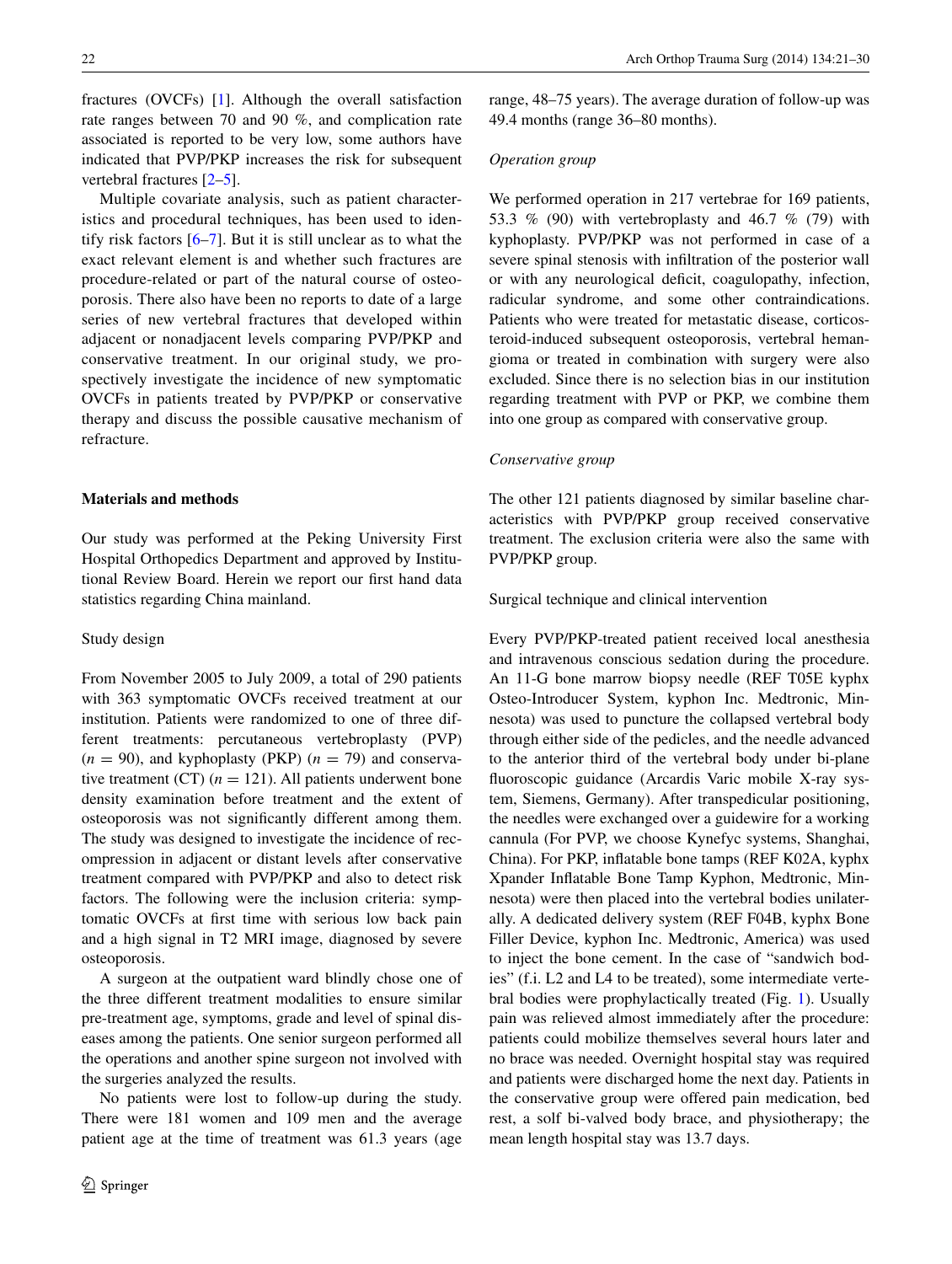fractures (OVCFs) [1]. Although the overall satisfaction rate ranges between 70 and 90 %, and complication rate associated is reported to be very low, some authors have indicated that PVP/PKP increases the risk for subsequent vertebral fractures [2–5].

Multiple covariate analysis, such as patient characteristics and procedural techniques, has been used to identify risk factors [6–7]. But it is still unclear as to what the exact relevant element is and whether such fractures are procedure-related or part of the natural course of osteoporosis. There also have been no reports to date of a large series of new vertebral fractures that developed within adjacent or nonadjacent levels comparing PVP/PKP and conservative treatment. In our original study, we prospectively investigate the incidence of new symptomatic OVCFs in patients treated by PVP/PKP or conservative therapy and discuss the possible causative mechanism of refracture.

## Materials and methods

Our study was performed at the Peking University First Hospital Orthopedics Department and approved by Institutional Review Board. Herein we report our first hand data statistics regarding China mainland.

### Study design

From November 2005 to July 2009, a total of 290 patients with 363 symptomatic OVCFs received treatment at our institution. Patients were randomized to one of three different treatments: percutaneous vertebroplasty (PVP) ($n = 90$), and kyphoplasty (PKP) ($n = 79$) and conservative treatment (CT) ($n = 121$). All patients underwent bone density examination before treatment and the extent of osteoporosis was not significantly different among them. The study was designed to investigate the incidence of recompression in adjacent or distant levels after conservative treatment compared with PVP/PKP and also to detect risk factors. The following were the inclusion criteria: symptomatic OVCFs at first time with serious low back pain and a high signal in T2 MRI image, diagnosed by severe osteoporosis.

A surgeon at the outpatient ward blindly chose one of the three different treatment modalities to ensure similar pre-treatment age, symptoms, grade and level of spinal diseases among the patients. One senior surgeon performed all the operations and another spine surgeon not involved with the surgeries analyzed the results.

No patients were lost to follow-up during the study. There were 181 women and 109 men and the average patient age at the time of treatment was 61.3 years (age range, 48–75 years). The average duration of follow-up was 49.4 months (range 36–80 months).

#### *Operation group*

We performed operation in 217 vertebrae for 169 patients, 53.3 % (90) with vertebroplasty and 46.7 % (79) with kyphoplasty. PVP/PKP was not performed in case of a severe spinal stenosis with infiltration of the posterior wall or with any neurological deficit, coagulopathy, infection, radicular syndrome, and some other contraindications. Patients who were treated for metastatic disease, corticosteroid-induced subsequent osteoporosis, vertebral hemangioma or treated in combination with surgery were also excluded. Since there is no selection bias in our institution regarding treatment with PVP or PKP, we combine them into one group as compared with conservative group.

#### *Conservative group*

The other 121 patients diagnosed by similar baseline characteristics with PVP/PKP group received conservative treatment. The exclusion criteria were also the same with PVP/PKP group.

### Surgical technique and clinical intervention

Every PVP/PKP-treated patient received local anesthesia and intravenous conscious sedation during the procedure. An 11-G bone marrow biopsy needle (REF T05E kyphx Osteo-Introducer System, kyphon Inc. Medtronic, Minnesota) was used to puncture the collapsed vertebral body through either side of the pedicles, and the needle advanced to the anterior third of the vertebral body under bi-plane fluoroscopic guidance (Arcardis Varic mobile X-ray system, Siemens, Germany). After transpedicular positioning, the needles were exchanged over a guidewire for a working cannula (For PVP, we choose Kynefyc systems, Shanghai, China). For PKP, inflatable bone tamps (REF K02A, kyphx Xpander Inflatable Bone Tamp Kyphon, Medtronic, Minnesota) were then placed into the vertebral bodies unilaterally. A dedicated delivery system (REF F04B, kyphx Bone Filler Device, kyphon Inc. Medtronic, America) was used to inject the bone cement. In the case of "sandwich bodies" (f.i. L2 and L4 to be treated), some intermediate vertebral bodies were prophylactically treated (Fig. 1). Usually pain was relieved almost immediately after the procedure: patients could mobilize themselves several hours later and no brace was needed. Overnight hospital stay was required and patients were discharged home the next day. Patients in the conservative group were offered pain medication, bed rest, a solf bi-valved body brace, and physiotherapy; the mean length hospital stay was 13.7 days.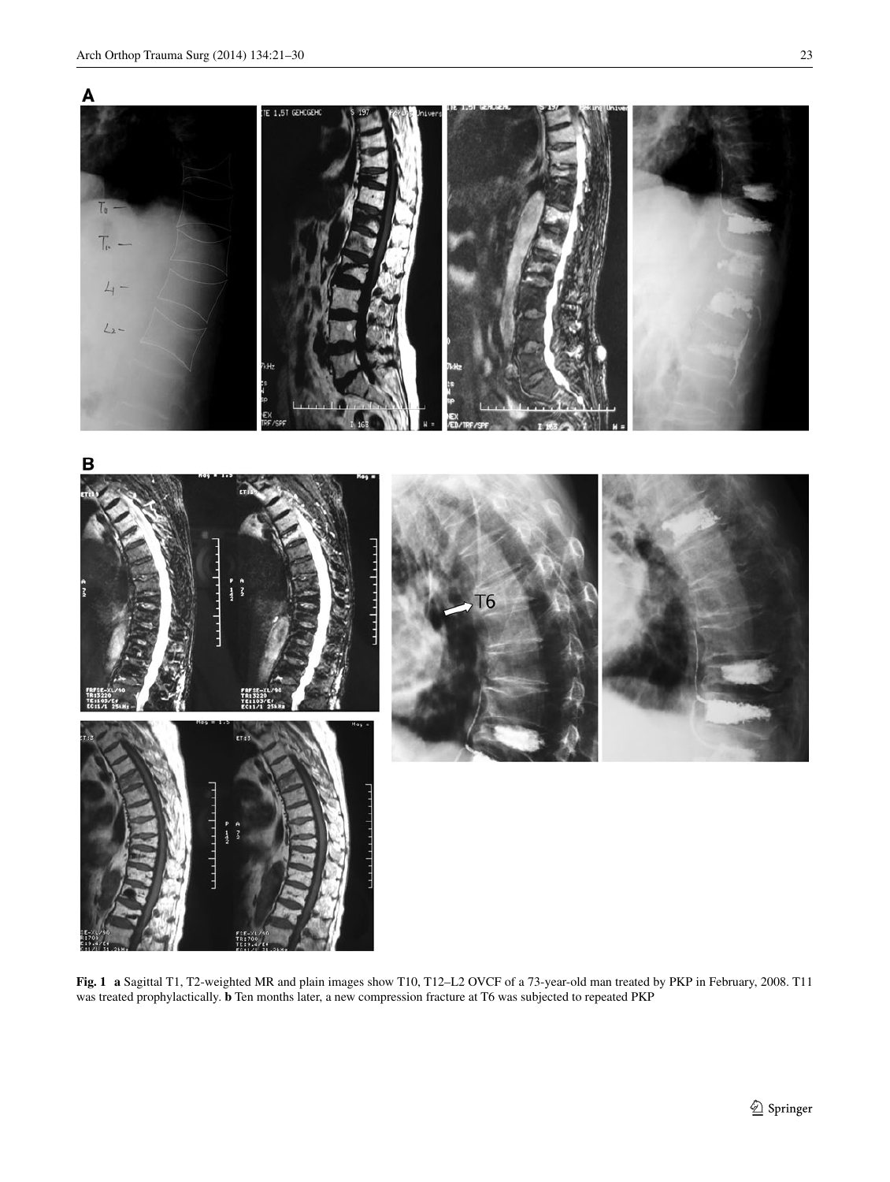**Fig. 1** **a** Sagittal T1, T2-weighted MR and plain images show T10, T12–L2 OVCF of a 73-year-old man treated by PKP in February, 2008. T11 was treated prophylactically. **b** Ten months later, a new compression fracture at T6 was subjected to repeated PKP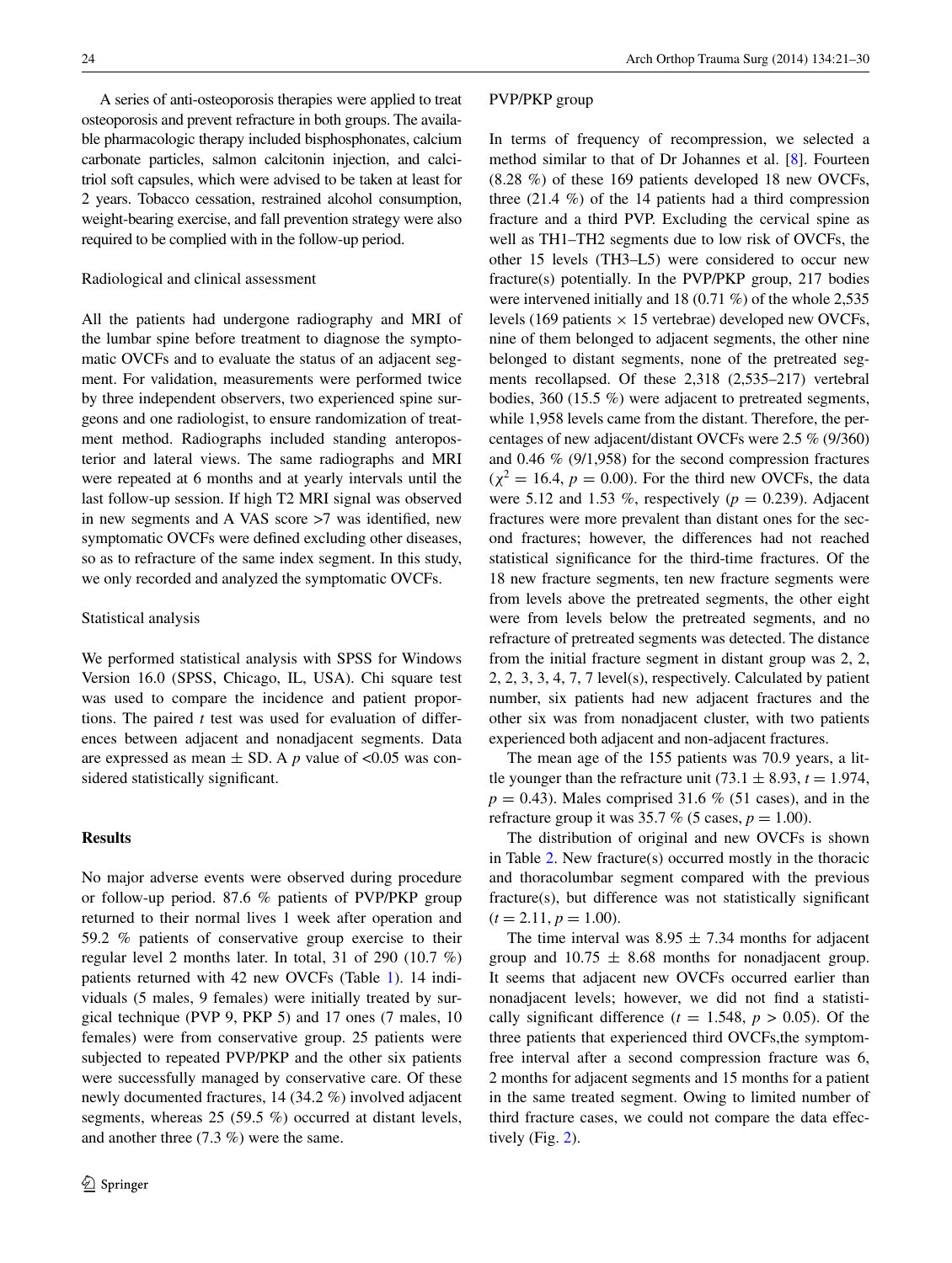A series of anti-osteoporosis therapies were applied to treat osteoporosis and prevent refracture in both groups. The available pharmacologic therapy included bisphosphonates, calcium carbonate particles, salmon calcitonin injection, and calcitriol soft capsules, which were advised to be taken at least for 2 years. Tobacco cessation, restrained alcohol consumption, weight-bearing exercise, and fall prevention strategy were also required to be complied with in the follow-up period.

Radiological and clinical assessment

All the patients had undergone radiography and MRI of the lumbar spine before treatment to diagnose the symptomatic OVCFs and to evaluate the status of an adjacent segment. For validation, measurements were performed twice by three independent observers, two experienced spine surgeons and one radiologist, to ensure randomization of treatment method. Radiographs included standing anteroposterior and lateral views. The same radiographs and MRI were repeated at 6 months and at yearly intervals until the last follow-up session. If high T2 MRI signal was observed in new segments and A VAS score >7 was identified, new symptomatic OVCFs were defined excluding other diseases, so as to refracture of the same index segment. In this study, we only recorded and analyzed the symptomatic OVCFs.

Statistical analysis

We performed statistical analysis with SPSS for Windows Version 16.0 (SPSS, Chicago, IL, USA). Chi square test was used to compare the incidence and patient proportions. The paired *t* test was used for evaluation of differences between adjacent and nonadjacent segments. Data are expressed as mean ± SD. A *p* value of <0.05 was considered statistically significant.

## Results

No major adverse events were observed during procedure or follow-up period. 87.6 % patients of PVP/PKP group returned to their normal lives 1 week after operation and 59.2 % patients of conservative group exercise to their regular level 2 months later. In total, 31 of 290 (10.7 %) patients returned with 42 new OVCFs (Table 1). 14 individuals (5 males, 9 females) were initially treated by surgical technique (PVP 9, PKP 5) and 17 ones (7 males, 10 females) were from conservative group. 25 patients were subjected to repeated PVP/PKP and the other six patients were successfully managed by conservative care. Of these newly documented fractures, 14 (34.2 %) involved adjacent segments, whereas 25 (59.5 %) occurred at distant levels, and another three (7.3 %) were the same.

PVP/PKP group

In terms of frequency of recompression, we selected a method similar to that of Dr Johannes et al. [8]. Fourteen (8.28 %) of these 169 patients developed 18 new OVCFs, three (21.4 %) of the 14 patients had a third compression fracture and a third PVP. Excluding the cervical spine as well as TH1–TH2 segments due to low risk of OVCFs, the other 15 levels (TH3–L5) were considered to occur new fracture(s) potentially. In the PVP/PKP group, 217 bodies were intervened initially and 18 (0.71 %) of the whole 2,535 levels (169 patients × 15 vertebrae) developed new OVCFs, nine of them belonged to adjacent segments, the other nine belonged to distant segments, none of the pretreated segments recollapsed. Of these 2,318 (2,535–217) vertebral bodies, 360 (15.5 %) were adjacent to pretreated segments, while 1,958 levels came from the distant. Therefore, the percentages of new adjacent/distant OVCFs were 2.5 % (9/360) and 0.46 % (9/1,958) for the second compression fractures ($\chi^2 = 16.4$, $p = 0.00$). For the third new OVCFs, the data were 5.12 and 1.53 %, respectively ($p = 0.239$). Adjacent fractures were more prevalent than distant ones for the second fractures; however, the differences had not reached statistical significance for the third-time fractures. Of the 18 new fracture segments, ten new fracture segments were from levels above the pretreated segments, the other eight were from levels below the pretreated segments, and no refracture of pretreated segments was detected. The distance from the initial fracture segment in distant group was 2, 2, 2, 2, 3, 3, 4, 7, 7 level(s), respectively. Calculated by patient number, six patients had new adjacent fractures and the other six was from nonadjacent cluster, with two patients experienced both adjacent and non-adjacent fractures.

The mean age of the 155 patients was 70.9 years, a little younger than the refracture unit (73.1 ± 8.93, $t = 1.974$, $p = 0.43$). Males comprised 31.6 % (51 cases), and in the refracture group it was 35.7 % (5 cases, $p = 1.00$).

The distribution of original and new OVCFs is shown in Table 2. New fracture(s) occurred mostly in the thoracic and thoracolumbar segment compared with the previous fracture(s), but difference was not statistically significant ($t = 2.11$, $p = 1.00$).

The time interval was 8.95 ± 7.34 months for adjacent group and 10.75 ± 8.68 months for nonadjacent group. It seems that adjacent new OVCFs occurred earlier than nonadjacent levels; however, we did not find a statistically significant difference ($t = 1.548$, $p > 0.05$). Of the three patients that experienced third OVCFs,the symptom-free interval after a second compression fracture was 6, 2 months for adjacent segments and 15 months for a patient in the same treated segment. Owing to limited number of third fracture cases, we could not compare the data effectively (Fig. 2).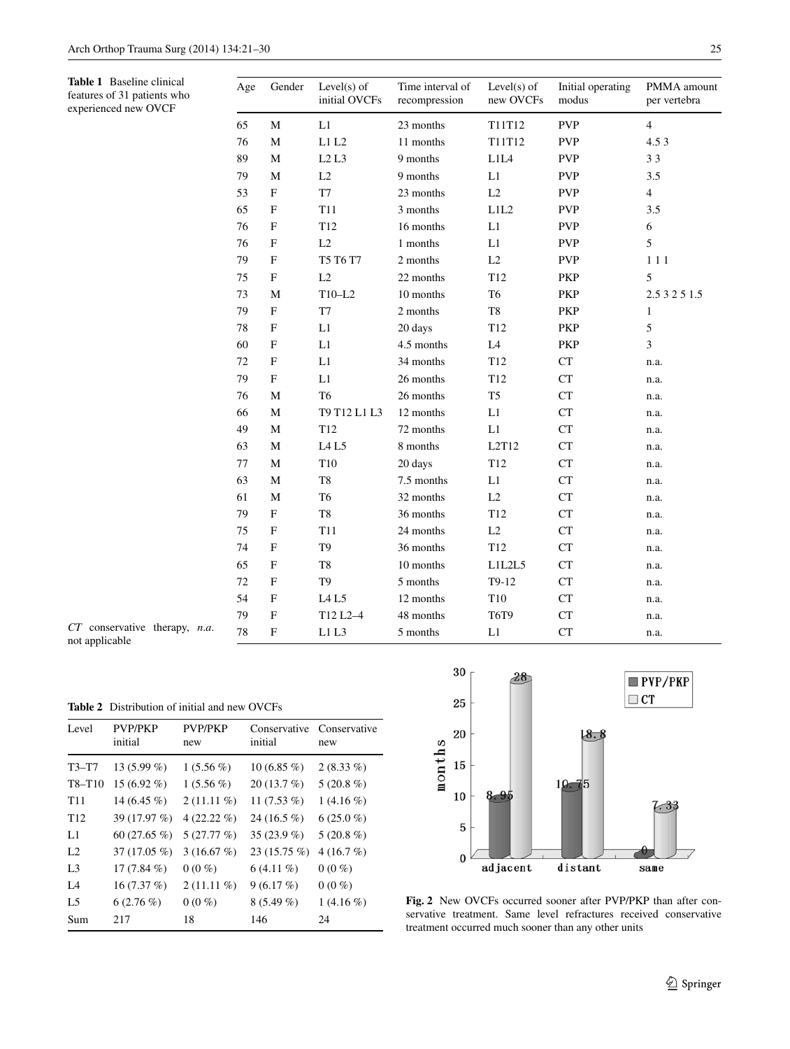**Table 1** Baseline clinical features of 31 patients who experienced new OVCF

| Age | Gender | Level(s) of initial OVCFs | Time interval of recompression | Level(s) of new OVCFs | Initial operating modus | PMMA amount per vertebra |
|---|---|---|---|---|---|---|
| 65 | M | L1 | 23 months | T11T12 | PVP | 4 |
| 76 | M | L1 L2 | 11 months | T11T12 | PVP | 4.5 3 |
| 89 | M | L2 L3 | 9 months | L1L4 | PVP | 3 3 |
| 79 | M | L2 | 9 months | L1 | PVP | 3.5 |
| 53 | F | T7 | 23 months | L2 | PVP | 4 |
| 65 | F | T11 | 3 months | L1L2 | PVP | 3.5 |
| 76 | F | T12 | 16 months | L1 | PVP | 6 |
| 76 | F | L2 | 1 months | L1 | PVP | 5 |
| 79 | F | T5 T6 T7 | 2 months | L2 | PVP | 1 1 1 |
| 75 | F | L2 | 22 months | T12 | PKP | 5 |
| 73 | M | T10–L2 | 10 months | T6 | PKP | 2.5 3 2 5 1.5 |
| 79 | F | T7 | 2 months | T8 | PKP | 1 |
| 78 | F | L1 | 20 days | T12 | PKP | 5 |
| 60 | F | L1 | 4.5 months | L4 | PKP | 3 |
| 72 | F | L1 | 34 months | T12 | CT | n.a. |
| 79 | F | L1 | 26 months | T12 | CT | n.a. |
| 76 | M | T6 | 26 months | T5 | CT | n.a. |
| 66 | M | T9 T12 L1 L3 | 12 months | L1 | CT | n.a. |
| 49 | M | T12 | 72 months | L1 | CT | n.a. |
| 63 | M | L4 L5 | 8 months | L2T12 | CT | n.a. |
| 77 | M | T10 | 20 days | T12 | CT | n.a. |
| 63 | M | T8 | 7.5 months | L1 | CT | n.a. |
| 61 | M | T6 | 32 months | L2 | CT | n.a. |
| 79 | F | T8 | 36 months | T12 | CT | n.a. |
| 75 | F | T11 | 24 months | L2 | CT | n.a. |
| 74 | F | T9 | 36 months | T12 | CT | n.a. |
| 65 | F | T8 | 10 months | L1L2L5 | CT | n.a. |
| 72 | F | T9 | 5 months | T9-12 | CT | n.a. |
| 54 | F | L4 L5 | 12 months | T10 | CT | n.a. |
| 79 | F | T12 L2–4 | 48 months | T6T9 | CT | n.a. |
| 78 | F | L1 L3 | 5 months | L1 | CT | n.a. |

*CT* conservative therapy, *n.a.* not applicable

**Table 2** Distribution of initial and new OVCFs

| Level | PVP/PKP initial | PVP/PKP new | Conservative initial | Conservative new |
|---|---|---|---|---|
| T3–T7 | 13 (5.99 %) | 1 (5.56 %) | 10 (6.85 %) | 2 (8.33 %) |
| T8–T10 | 15 (6.92 %) | 1 (5.56 %) | 20 (13.7 %) | 5 (20.8 %) |
| T11 | 14 (6.45 %) | 2 (11.11 %) | 11 (7.53 %) | 1 (4.16 %) |
| T12 | 39 (17.97 %) | 4 (22.22 %) | 24 (16.5 %) | 6 (25.0 %) |
| L1 | 60 (27.65 %) | 5 (27.77 %) | 35 (23.9 %) | 5 (20.8 %) |
| L2 | 37 (17.05 %) | 3 (16.67 %) | 23 (15.75 %) | 4 (16.7 %) |
| L3 | 17 (7.84 %) | 0 (0 %) | 6 (4.11 %) | 0 (0 %) |
| L4 | 16 (7.37 %) | 2 (11.11 %) | 9 (6.17 %) | 0 (0 %) |
| L5 | 6 (2.76 %) | 0 (0 %) | 8 (5.49 %) | 1 (4.16 %) |
| Sum | 217 | 18 | 146 | 24 |

**Fig. 2** New OVCFs occurred sooner after PVP/PKP than after conservative treatment. Same level refractures received conservative treatment occurred much sooner than any other units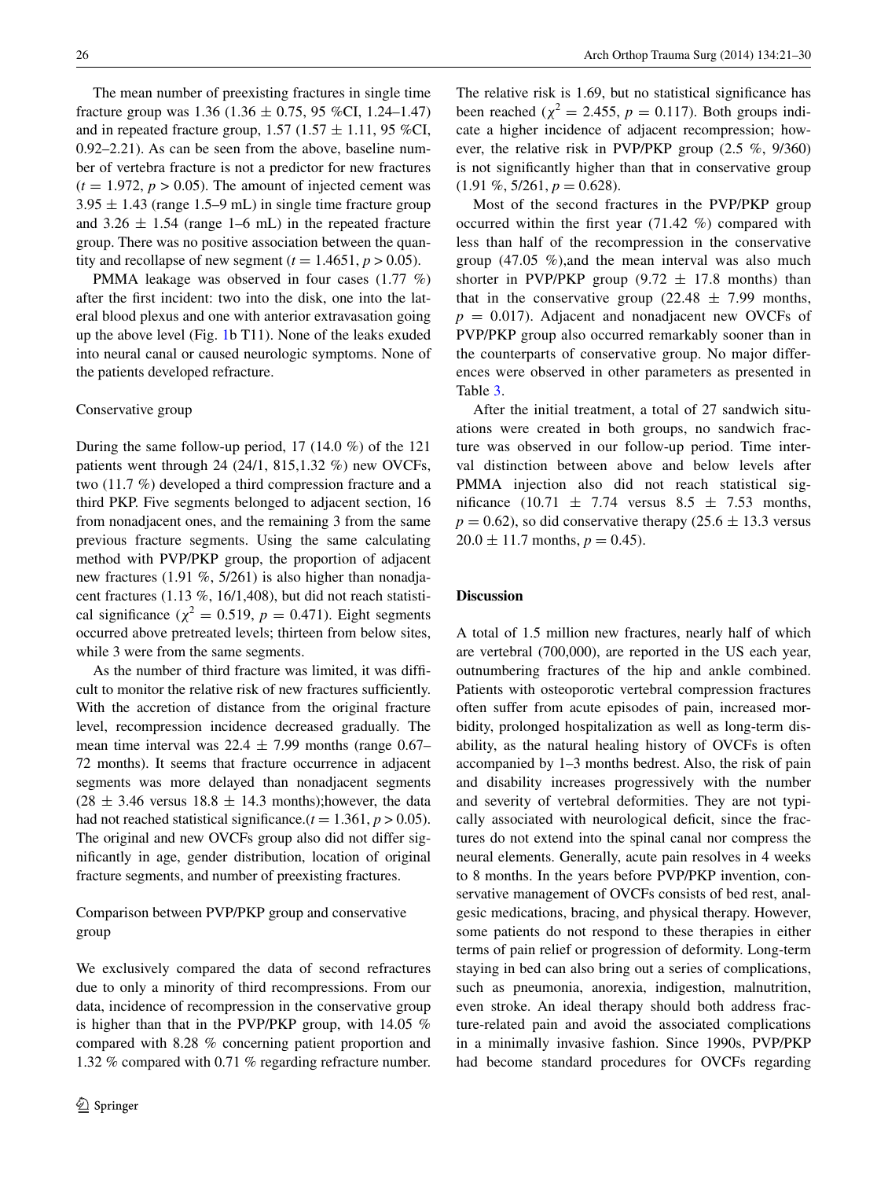The mean number of preexisting fractures in single time fracture group was 1.36 (1.36 ± 0.75, 95 %CI, 1.24–1.47) and in repeated fracture group, 1.57 (1.57 ± 1.11, 95 %CI, 0.92–2.21). As can be seen from the above, baseline number of vertebra fracture is not a predictor for new fractures ($t = 1.972$, $p > 0.05$). The amount of injected cement was 3.95 ± 1.43 (range 1.5–9 mL) in single time fracture group and 3.26 ± 1.54 (range 1–6 mL) in the repeated fracture group. There was no positive association between the quantity and recollapse of new segment ($t = 1.4651$, $p > 0.05$).

PMMA leakage was observed in four cases (1.77 %) after the first incident: two into the disk, one into the lateral blood plexus and one with anterior extravasation going up the above level (Fig. 1b T11). None of the leaks exuded into neural canal or caused neurologic symptoms. None of the patients developed refracture.

### Conservative group

During the same follow-up period, 17 (14.0 %) of the 121 patients went through 24 (24/1, 815,1.32 %) new OVCFs, two (11.7 %) developed a third compression fracture and a third PKP. Five segments belonged to adjacent section, 16 from nonadjacent ones, and the remaining 3 from the same previous fracture segments. Using the same calculating method with PVP/PKP group, the proportion of adjacent new fractures (1.91 %, 5/261) is also higher than nonadjacent fractures (1.13 %, 16/1,408), but did not reach statistical significance ($\chi^2 = 0.519$, $p = 0.471$). Eight segments occurred above pretreated levels; thirteen from below sites, while 3 were from the same segments.

As the number of third fracture was limited, it was difficult to monitor the relative risk of new fractures sufficiently. With the accretion of distance from the original fracture level, recompression incidence decreased gradually. The mean time interval was 22.4 ± 7.99 months (range 0.67–72 months). It seems that fracture occurrence in adjacent segments was more delayed than nonadjacent segments (28 ± 3.46 versus 18.8 ± 14.3 months);however, the data had not reached statistical significance.($t = 1.361$, $p > 0.05$). The original and new OVCFs group also did not differ significantly in age, gender distribution, location of original fracture segments, and number of preexisting fractures.

### Comparison between PVP/PKP group and conservative group

We exclusively compared the data of second refractures due to only a minority of third recompressions. From our data, incidence of recompression in the conservative group is higher than that in the PVP/PKP group, with 14.05 % compared with 8.28 % concerning patient proportion and 1.32 % compared with 0.71 % regarding refracture number. The relative risk is 1.69, but no statistical significance has been reached ($\chi^2 = 2.455$, $p = 0.117$). Both groups indicate a higher incidence of adjacent recompression; however, the relative risk in PVP/PKP group (2.5 %, 9/360) is not significantly higher than that in conservative group (1.91 %, 5/261, $p = 0.628$).

Most of the second fractures in the PVP/PKP group occurred within the first year (71.42 %) compared with less than half of the recompression in the conservative group (47.05 %),and the mean interval was also much shorter in PVP/PKP group (9.72 ± 17.8 months) than that in the conservative group (22.48 ± 7.99 months, $p = 0.017$). Adjacent and nonadjacent new OVCFs of PVP/PKP group also occurred remarkably sooner than in the counterparts of conservative group. No major differences were observed in other parameters as presented in Table 3.

After the initial treatment, a total of 27 sandwich situations were created in both groups, no sandwich fracture was observed in our follow-up period. Time interval distinction between above and below levels after PMMA injection also did not reach statistical significance (10.71 ± 7.74 versus 8.5 ± 7.53 months, $p = 0.62$), so did conservative therapy (25.6 ± 13.3 versus 20.0 ± 11.7 months, $p = 0.45$).

## Discussion

A total of 1.5 million new fractures, nearly half of which are vertebral (700,000), are reported in the US each year, outnumbering fractures of the hip and ankle combined. Patients with osteoporotic vertebral compression fractures often suffer from acute episodes of pain, increased morbidity, prolonged hospitalization as well as long-term disability, as the natural healing history of OVCFs is often accompanied by 1–3 months bedrest. Also, the risk of pain and disability increases progressively with the number and severity of vertebral deformities. They are not typically associated with neurological deficit, since the fractures do not extend into the spinal canal nor compress the neural elements. Generally, acute pain resolves in 4 weeks to 8 months. In the years before PVP/PKP invention, conservative management of OVCFs consists of bed rest, analgesic medications, bracing, and physical therapy. However, some patients do not respond to these therapies in either terms of pain relief or progression of deformity. Long-term staying in bed can also bring out a series of complications, such as pneumonia, anorexia, indigestion, malnutrition, even stroke. An ideal therapy should both address fracture-related pain and avoid the associated complications in a minimally invasive fashion. Since 1990s, PVP/PKP had become standard procedures for OVCFs regarding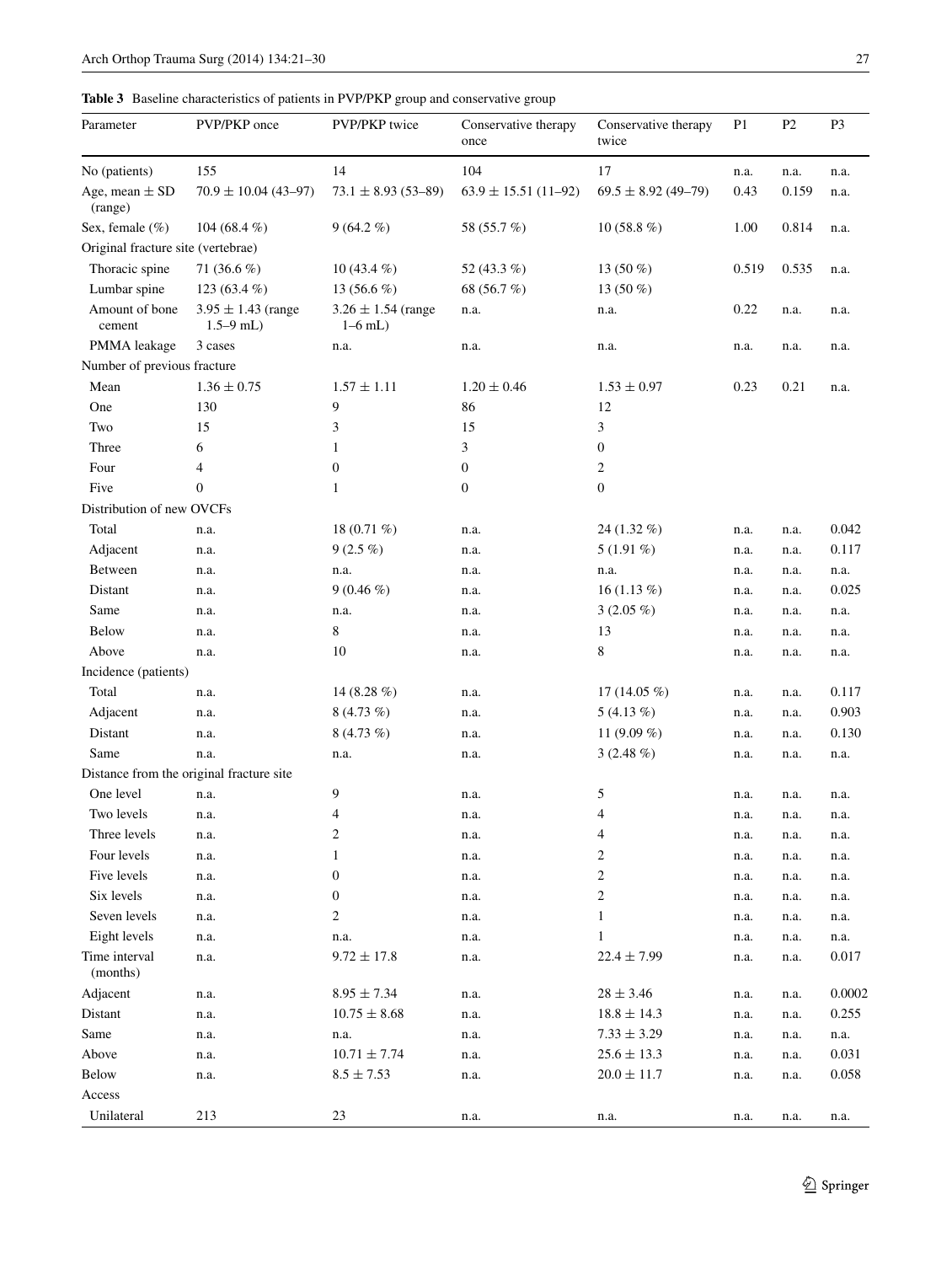**Table 3** Baseline characteristics of patients in PVP/PKP group and conservative group

| Parameter | PVP/PKP once | PVP/PKP twice | Conservative therapy once | Conservative therapy twice | P1 | P2 | P3 |
|---|---|---|---|---|---|---|---|
| No (patients) | 155 | 14 | 104 | 17 | n.a. | n.a. | n.a. |
| Age, mean ± SD (range) | 70.9 ± 10.04 (43–97) | 73.1 ± 8.93 (53–89) | 63.9 ± 15.51 (11–92) | 69.5 ± 8.92 (49–79) | 0.43 | 0.159 | n.a. |
| Sex, female (%) | 104 (68.4 %) | 9 (64.2 %) | 58 (55.7 %) | 10 (58.8 %) | 1.00 | 0.814 | n.a. |
| Original fracture site (vertebrae) | | | | | | | |
| Thoracic spine | 71 (36.6 %) | 10 (43.4 %) | 52 (43.3 %) | 13 (50 %) | 0.519 | 0.535 | n.a. |
| Lumbar spine | 123 (63.4 %) | 13 (56.6 %) | 68 (56.7 %) | 13 (50 %) | | | |
| Amount of bone cement | 3.95 ± 1.43 (range 1.5–9 mL) | 3.26 ± 1.54 (range 1–6 mL) | n.a. | n.a. | 0.22 | n.a. | n.a. |
| PMMA leakage | 3 cases | n.a. | n.a. | n.a. | n.a. | n.a. | n.a. |
| Number of previous fracture | | | | | | | |
| Mean | 1.36 ± 0.75 | 1.57 ± 1.11 | 1.20 ± 0.46 | 1.53 ± 0.97 | 0.23 | 0.21 | n.a. |
| One | 130 | 9 | 86 | 12 | | | |
| Two | 15 | 3 | 15 | 3 | | | |
| Three | 6 | 1 | 3 | 0 | | | |
| Four | 4 | 0 | 0 | 2 | | | |
| Five | 0 | 1 | 0 | 0 | | | |
| Distribution of new OVCFs | | | | | | | |
| Total | n.a. | 18 (0.71 %) | n.a. | 24 (1.32 %) | n.a. | n.a. | 0.042 |
| Adjacent | n.a. | 9 (2.5 %) | n.a. | 5 (1.91 %) | n.a. | n.a. | 0.117 |
| Between | n.a. | n.a. | n.a. | n.a. | n.a. | n.a. | n.a. |
| Distant | n.a. | 9 (0.46 %) | n.a. | 16 (1.13 %) | n.a. | n.a. | 0.025 |
| Same | n.a. | n.a. | n.a. | 3 (2.05 %) | n.a. | n.a. | n.a. |
| Below | n.a. | 8 | n.a. | 13 | n.a. | n.a. | n.a. |
| Above | n.a. | 10 | n.a. | 8 | n.a. | n.a. | n.a. |
| Incidence (patients) | | | | | | | |
| Total | n.a. | 14 (8.28 %) | n.a. | 17 (14.05 %) | n.a. | n.a. | 0.117 |
| Adjacent | n.a. | 8 (4.73 %) | n.a. | 5 (4.13 %) | n.a. | n.a. | 0.903 |
| Distant | n.a. | 8 (4.73 %) | n.a. | 11 (9.09 %) | n.a. | n.a. | 0.130 |
| Same | n.a. | n.a. | n.a. | 3 (2.48 %) | n.a. | n.a. | n.a. |
| Distance from the original fracture site | | | | | | | |
| One level | n.a. | 9 | n.a. | 5 | n.a. | n.a. | n.a. |
| Two levels | n.a. | 4 | n.a. | 4 | n.a. | n.a. | n.a. |
| Three levels | n.a. | 2 | n.a. | 4 | n.a. | n.a. | n.a. |
| Four levels | n.a. | 1 | n.a. | 2 | n.a. | n.a. | n.a. |
| Five levels | n.a. | 0 | n.a. | 2 | n.a. | n.a. | n.a. |
| Six levels | n.a. | 0 | n.a. | 2 | n.a. | n.a. | n.a. |
| Seven levels | n.a. | 2 | n.a. | 1 | n.a. | n.a. | n.a. |
| Eight levels | n.a. | n.a. | n.a. | 1 | n.a. | n.a. | n.a. |
| Time interval (months) | n.a. | 9.72 ± 17.8 | n.a. | 22.4 ± 7.99 | n.a. | n.a. | 0.017 |
| Adjacent | n.a. | 8.95 ± 7.34 | n.a. | 28 ± 3.46 | n.a. | n.a. | 0.0002 |
| Distant | n.a. | 10.75 ± 8.68 | n.a. | 18.8 ± 14.3 | n.a. | n.a. | 0.255 |
| Same | n.a. | n.a. | n.a. | 7.33 ± 3.29 | n.a. | n.a. | n.a. |
| Above | n.a. | 10.71 ± 7.74 | n.a. | 25.6 ± 13.3 | n.a. | n.a. | 0.031 |
| Below | n.a. | 8.5 ± 7.53 | n.a. | 20.0 ± 11.7 | n.a. | n.a. | 0.058 |
| Access | | | | | | | |
| Unilateral | 213 | 23 | n.a. | n.a. | n.a. | n.a. | n.a. |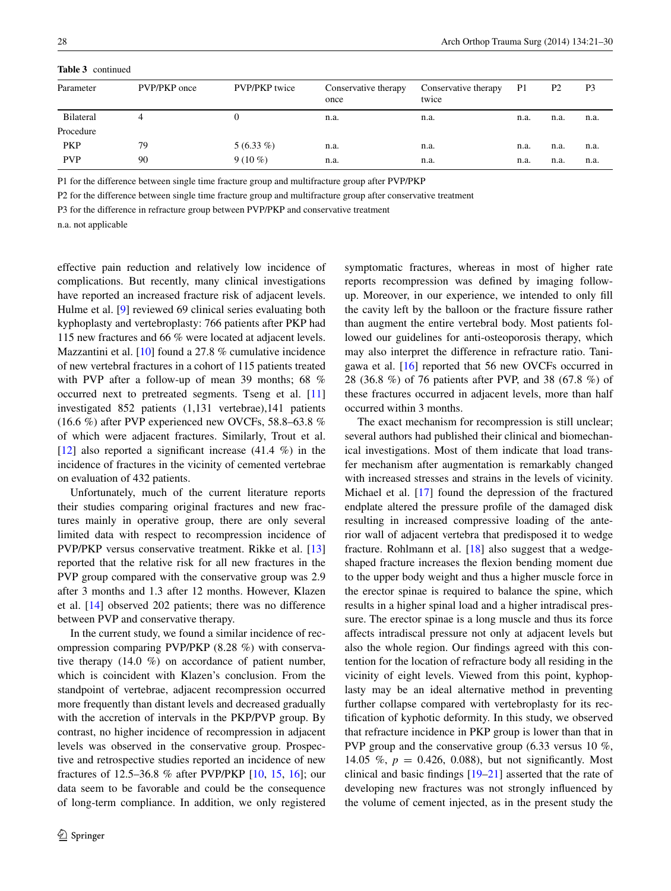**Table 3** continued

| Parameter | PVP/PKP once | PVP/PKP twice | Conservative therapy once | Conservative therapy twice | P1 | P2 | P3 |
|---|---|---|---|---|---|---|---|
| Bilateral | 4 | 0 | n.a. | n.a. | n.a. | n.a. | n.a. |
| Procedure | | | | | | | |
| PKP | 79 | 5 (6.33 %) | n.a. | n.a. | n.a. | n.a. | n.a. |
| PVP | 90 | 9 (10 %) | n.a. | n.a. | n.a. | n.a. | n.a. |

P1 for the difference between single time fracture group and multifracture group after PVP/PKP

P2 for the difference between single time fracture group and multifracture group after conservative treatment

P3 for the difference in refracture group between PVP/PKP and conservative treatment

n.a. not applicable

effective pain reduction and relatively low incidence of complications. But recently, many clinical investigations have reported an increased fracture risk of adjacent levels. Hulme et al. [9] reviewed 69 clinical series evaluating both kyphoplasty and vertebroplasty: 766 patients after PKP had 115 new fractures and 66 % were located at adjacent levels. Mazzantini et al. [10] found a 27.8 % cumulative incidence of new vertebral fractures in a cohort of 115 patients treated with PVP after a follow-up of mean 39 months; 68 % occurred next to pretreated segments. Tseng et al. [11] investigated 852 patients (1,131 vertebrae),141 patients (16.6 %) after PVP experienced new OVCFs, 58.8–63.8 % of which were adjacent fractures. Similarly, Trout et al. [12] also reported a significant increase (41.4 %) in the incidence of fractures in the vicinity of cemented vertebrae on evaluation of 432 patients.

Unfortunately, much of the current literature reports their studies comparing original fractures and new fractures mainly in operative group, there are only several limited data with respect to recompression incidence of PVP/PKP versus conservative treatment. Rikke et al. [13] reported that the relative risk for all new fractures in the PVP group compared with the conservative group was 2.9 after 3 months and 1.3 after 12 months. However, Klazen et al. [14] observed 202 patients; there was no difference between PVP and conservative therapy.

In the current study, we found a similar incidence of recompression comparing PVP/PKP (8.28 %) with conservative therapy (14.0 %) on accordance of patient number, which is coincident with Klazen's conclusion. From the standpoint of vertebrae, adjacent recompression occurred more frequently than distant levels and decreased gradually with the accretion of intervals in the PKP/PVP group. By contrast, no higher incidence of recompression in adjacent levels was observed in the conservative group. Prospective and retrospective studies reported an incidence of new fractures of 12.5–36.8 % after PVP/PKP [10, 15, 16]; our data seem to be favorable and could be the consequence of long-term compliance. In addition, we only registered symptomatic fractures, whereas in most of higher rate reports recompression was defined by imaging follow-up. Moreover, in our experience, we intended to only fill the cavity left by the balloon or the fracture fissure rather than augment the entire vertebral body. Most patients followed our guidelines for anti-osteoporosis therapy, which may also interpret the difference in refracture ratio. Tanigawa et al. [16] reported that 56 new OVCFs occurred in 28 (36.8 %) of 76 patients after PVP, and 38 (67.8 %) of these fractures occurred in adjacent levels, more than half occurred within 3 months.

The exact mechanism for recompression is still unclear; several authors had published their clinical and biomechanical investigations. Most of them indicate that load transfer mechanism after augmentation is remarkably changed with increased stresses and strains in the levels of vicinity. Michael et al. [17] found the depression of the fractured endplate altered the pressure profile of the damaged disk resulting in increased compressive loading of the anterior wall of adjacent vertebra that predisposed it to wedge fracture. Rohlmann et al. [18] also suggest that a wedge-shaped fracture increases the flexion bending moment due to the upper body weight and thus a higher muscle force in the erector spinae is required to balance the spine, which results in a higher spinal load and a higher intradiscal pressure. The erector spinae is a long muscle and thus its force affects intradiscal pressure not only at adjacent levels but also the whole region. Our findings agreed with this contention for the location of refracture body all residing in the vicinity of eight levels. Viewed from this point, kyphoplasty may be an ideal alternative method in preventing further collapse compared with vertebroplasty for its rectification of kyphotic deformity. In this study, we observed that refracture incidence in PKP group is lower than that in PVP group and the conservative group (6.33 versus 10 %, 14.05 %, $p = 0.426$, 0.088), but not significantly. Most clinical and basic findings [19–21] asserted that the rate of developing new fractures was not strongly influenced by the volume of cement injected, as in the present study the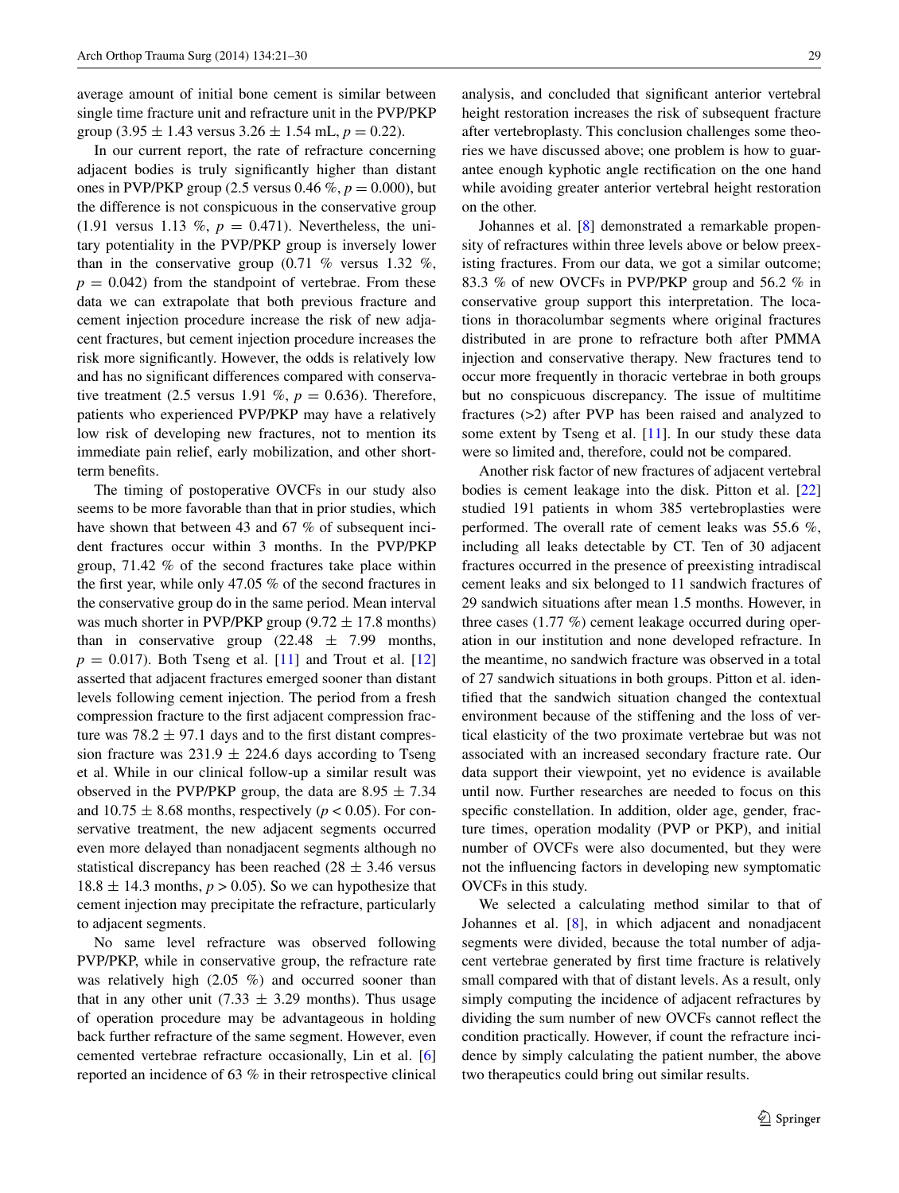average amount of initial bone cement is similar between single time fracture unit and refracture unit in the PVP/PKP group ($3.95 \pm 1.43$ versus $3.26 \pm 1.54$ mL, $p = 0.22$).

In our current report, the rate of refracture concerning adjacent bodies is truly significantly higher than distant ones in PVP/PKP group (2.5 versus 0.46 %, $p = 0.000$), but the difference is not conspicuous in the conservative group (1.91 versus 1.13 %, $p = 0.471$). Nevertheless, the unitary potentiality in the PVP/PKP group is inversely lower than in the conservative group (0.71 % versus 1.32 %, $p = 0.042$) from the standpoint of vertebrae. From these data we can extrapolate that both previous fracture and cement injection procedure increase the risk of new adjacent fractures, but cement injection procedure increases the risk more significantly. However, the odds is relatively low and has no significant differences compared with conservative treatment (2.5 versus 1.91 %, $p = 0.636$). Therefore, patients who experienced PVP/PKP may have a relatively low risk of developing new fractures, not to mention its immediate pain relief, early mobilization, and other short-term benefits.

The timing of postoperative OVCFs in our study also seems to be more favorable than that in prior studies, which have shown that between 43 and 67 % of subsequent incident fractures occur within 3 months. In the PVP/PKP group, 71.42 % of the second fractures take place within the first year, while only 47.05 % of the second fractures in the conservative group do in the same period. Mean interval was much shorter in PVP/PKP group ($9.72 \pm 17.8$ months) than in conservative group ($22.48 \pm 7.99$ months, $p = 0.017$). Both Tseng et al. [11] and Trout et al. [12] asserted that adjacent fractures emerged sooner than distant levels following cement injection. The period from a fresh compression fracture to the first adjacent compression fracture was $78.2 \pm 97.1$ days and to the first distant compression fracture was $231.9 \pm 224.6$ days according to Tseng et al. While in our clinical follow-up a similar result was observed in the PVP/PKP group, the data are $8.95 \pm 7.34$ and $10.75 \pm 8.68$ months, respectively ($p < 0.05$). For conservative treatment, the new adjacent segments occurred even more delayed than nonadjacent segments although no statistical discrepancy has been reached ($28 \pm 3.46$ versus $18.8 \pm 14.3$ months, $p > 0.05$). So we can hypothesize that cement injection may precipitate the refracture, particularly to adjacent segments.

No same level refracture was observed following PVP/PKP, while in conservative group, the refracture rate was relatively high (2.05 %) and occurred sooner than that in any other unit ($7.33 \pm 3.29$ months). Thus usage of operation procedure may be advantageous in holding back further refracture of the same segment. However, even cemented vertebrae refracture occasionally, Lin et al. [6] reported an incidence of 63 % in their retrospective clinical analysis, and concluded that significant anterior vertebral height restoration increases the risk of subsequent fracture after vertebroplasty. This conclusion challenges some theories we have discussed above; one problem is how to guarantee enough kyphotic angle rectification on the one hand while avoiding greater anterior vertebral height restoration on the other.

Johannes et al. [8] demonstrated a remarkable propensity of refractures within three levels above or below preexisting fractures. From our data, we got a similar outcome; 83.3 % of new OVCFs in PVP/PKP group and 56.2 % in conservative group support this interpretation. The locations in thoracolumbar segments where original fractures distributed in are prone to refracture both after PMMA injection and conservative therapy. New fractures tend to occur more frequently in thoracic vertebrae in both groups but no conspicuous discrepancy. The issue of multitime fractures (>2) after PVP has been raised and analyzed to some extent by Tseng et al. [11]. In our study these data were so limited and, therefore, could not be compared.

Another risk factor of new fractures of adjacent vertebral bodies is cement leakage into the disk. Pitton et al. [22] studied 191 patients in whom 385 vertebroplasties were performed. The overall rate of cement leaks was 55.6 %, including all leaks detectable by CT. Ten of 30 adjacent fractures occurred in the presence of preexisting intradiscal cement leaks and six belonged to 11 sandwich fractures of 29 sandwich situations after mean 1.5 months. However, in three cases (1.77 %) cement leakage occurred during operation in our institution and none developed refracture. In the meantime, no sandwich fracture was observed in a total of 27 sandwich situations in both groups. Pitton et al. identified that the sandwich situation changed the contextual environment because of the stiffening and the loss of vertical elasticity of the two proximate vertebrae but was not associated with an increased secondary fracture rate. Our data support their viewpoint, yet no evidence is available until now. Further researches are needed to focus on this specific constellation. In addition, older age, gender, fracture times, operation modality (PVP or PKP), and initial number of OVCFs were also documented, but they were not the influencing factors in developing new symptomatic OVCFs in this study.

We selected a calculating method similar to that of Johannes et al. [8], in which adjacent and nonadjacent segments were divided, because the total number of adjacent vertebrae generated by first time fracture is relatively small compared with that of distant levels. As a result, only simply computing the incidence of adjacent refractures by dividing the sum number of new OVCFs cannot reflect the condition practically. However, if count the refracture incidence by simply calculating the patient number, the above two therapeutics could bring out similar results.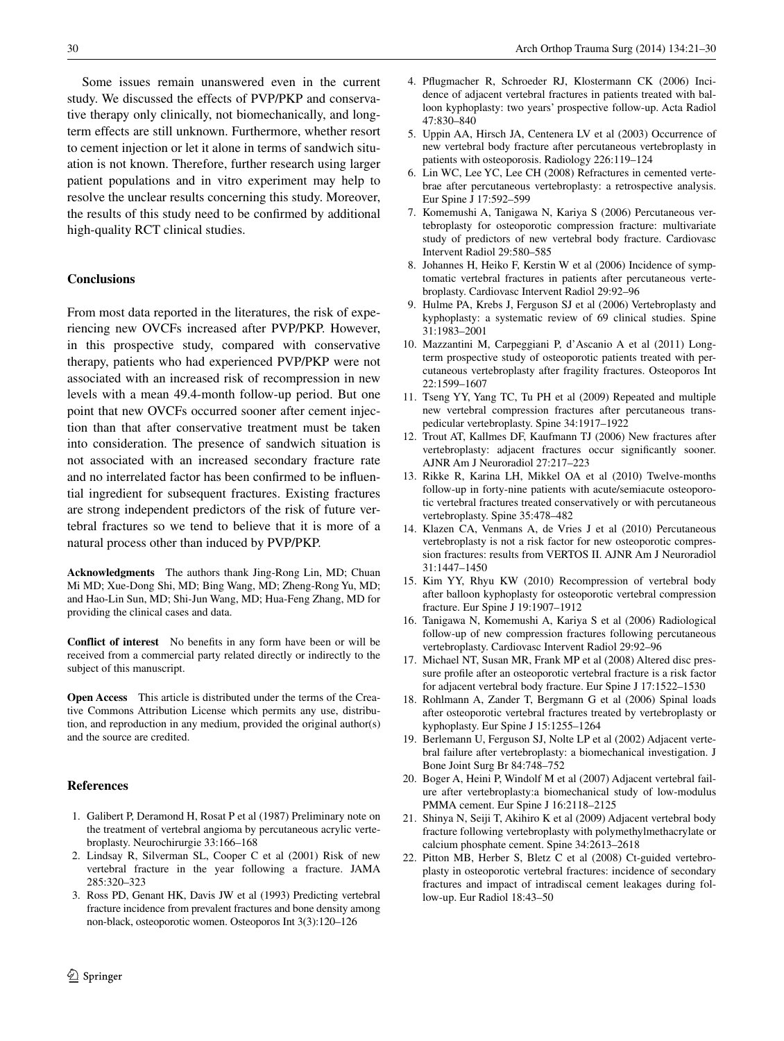Some issues remain unanswered even in the current study. We discussed the effects of PVP/PKP and conservative therapy only clinically, not biomechanically, and long-term effects are still unknown. Furthermore, whether resort to cement injection or let it alone in terms of sandwich situation is not known. Therefore, further research using larger patient populations and in vitro experiment may help to resolve the unclear results concerning this study. Moreover, the results of this study need to be confirmed by additional high-quality RCT clinical studies.

## Conclusions

From most data reported in the literatures, the risk of experiencing new OVCFs increased after PVP/PKP. However, in this prospective study, compared with conservative therapy, patients who had experienced PVP/PKP were not associated with an increased risk of recompression in new levels with a mean 49.4-month follow-up period. But one point that new OVCFs occurred sooner after cement injection than that after conservative treatment must be taken into consideration. The presence of sandwich situation is not associated with an increased secondary fracture rate and no interrelated factor has been confirmed to be influential ingredient for subsequent fractures. Existing fractures are strong independent predictors of the risk of future vertebral fractures so we tend to believe that it is more of a natural process other than induced by PVP/PKP.

**Acknowledgments** The authors thank Jing-Rong Lin, MD; Chuan Mi MD; Xue-Dong Shi, MD; Bing Wang, MD; Zheng-Rong Yu, MD; and Hao-Lin Sun, MD; Shi-Jun Wang, MD; Hua-Feng Zhang, MD for providing the clinical cases and data.

**Conflict of interest** No benefits in any form have been or will be received from a commercial party related directly or indirectly to the subject of this manuscript.

**Open Access** This article is distributed under the terms of the Creative Commons Attribution License which permits any use, distribution, and reproduction in any medium, provided the original author(s) and the source are credited.

## References

1. Galibert P, Deramond H, Rosat P et al (1987) Preliminary note on the treatment of vertebral angioma by percutaneous acrylic vertebroplasty. Neurochirurgie 33:166–168
2. Lindsay R, Silverman SL, Cooper C et al (2001) Risk of new vertebral fracture in the year following a fracture. JAMA 285:320–323
3. Ross PD, Genant HK, Davis JW et al (1993) Predicting vertebral fracture incidence from prevalent fractures and bone density among non-black, osteoporotic women. Osteoporos Int 3(3):120–126
4. Pflugmacher R, Schroeder RJ, Klostermann CK (2006) Incidence of adjacent vertebral fractures in patients treated with balloon kyphoplasty: two years' prospective follow-up. Acta Radiol 47:830–840
5. Uppin AA, Hirsch JA, Centenera LV et al (2003) Occurrence of new vertebral body fracture after percutaneous vertebroplasty in patients with osteoporosis. Radiology 226:119–124
6. Lin WC, Lee YC, Lee CH (2008) Refractures in cemented vertebrae after percutaneous vertebroplasty: a retrospective analysis. Eur Spine J 17:592–599
7. Komemushi A, Tanigawa N, Kariya S (2006) Percutaneous vertebroplasty for osteoporotic compression fracture: multivariate study of predictors of new vertebral body fracture. Cardiovasc Intervent Radiol 29:580–585
8. Johannes H, Heiko F, Kerstin W et al (2006) Incidence of symptomatic vertebral fractures in patients after percutaneous vertebroplasty. Cardiovasc Intervent Radiol 29:92–96
9. Hulme PA, Krebs J, Ferguson SJ et al (2006) Vertebroplasty and kyphoplasty: a systematic review of 69 clinical studies. Spine 31:1983–2001
10. Mazzantini M, Carpeggiani P, d'Ascanio A et al (2011) Long-term prospective study of osteoporotic patients treated with percutaneous vertebroplasty after fragility fractures. Osteoporos Int 22:1599–1607
11. Tseng YY, Yang TC, Tu PH et al (2009) Repeated and multiple new vertebral compression fractures after percutaneous transpedicular vertebroplasty. Spine 34:1917–1922
12. Trout AT, Kallmes DF, Kaufmann TJ (2006) New fractures after vertebroplasty: adjacent fractures occur significantly sooner. AJNR Am J Neuroradiol 27:217–223
13. Rikke R, Karina LH, Mikkel OA et al (2010) Twelve-months follow-up in forty-nine patients with acute/semiacute osteoporotic vertebral fractures treated conservatively or with percutaneous vertebroplasty. Spine 35:478–482
14. Klazen CA, Venmans A, de Vries J et al (2010) Percutaneous vertebroplasty is not a risk factor for new osteoporotic compression fractures: results from VERTOS II. AJNR Am J Neuroradiol 31:1447–1450
15. Kim YY, Rhyu KW (2010) Recompression of vertebral body after balloon kyphoplasty for osteoporotic vertebral compression fracture. Eur Spine J 19:1907–1912
16. Tanigawa N, Komemushi A, Kariya S et al (2006) Radiological follow-up of new compression fractures following percutaneous vertebroplasty. Cardiovasc Intervent Radiol 29:92–96
17. Michael NT, Susan MR, Frank MP et al (2008) Altered disc pressure profile after an osteoporotic vertebral fracture is a risk factor for adjacent vertebral body fracture. Eur Spine J 17:1522–1530
18. Rohlmann A, Zander T, Bergmann G et al (2006) Spinal loads after osteoporotic vertebral fractures treated by vertebroplasty or kyphoplasty. Eur Spine J 15:1255–1264
19. Berlemann U, Ferguson SJ, Nolte LP et al (2002) Adjacent vertebral failure after vertebroplasty: a biomechanical investigation. J Bone Joint Surg Br 84:748–752
20. Boger A, Heini P, Windolf M et al (2007) Adjacent vertebral failure after vertebroplasty:a biomechanical study of low-modulus PMMA cement. Eur Spine J 16:2118–2125
21. Shinya N, Seiji T, Akihiro K et al (2009) Adjacent vertebral body fracture following vertebroplasty with polymethylmethacrylate or calcium phosphate cement. Spine 34:2613–2618
22. Pitton MB, Herber S, Bletz C et al (2008) Ct-guided vertebroplasty in osteoporotic vertebral fractures: incidence of secondary fractures and impact of intradiscal cement leakages during follow-up. Eur Radiol 18:43–50